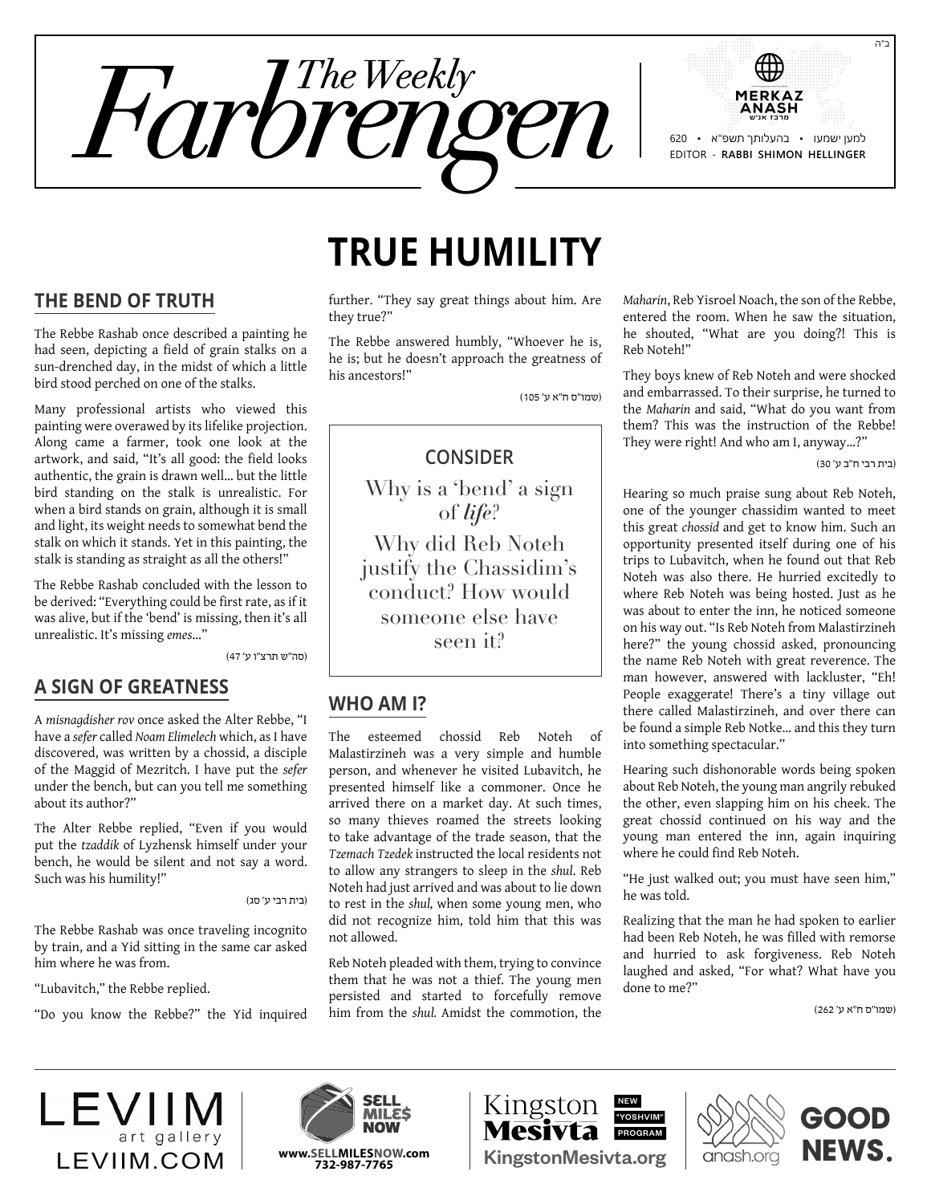ב"ה

# The Weekly Farbrengen

MERKAZ ANASH
מרכז אנ"ש

620 • בהעלותך תשפ"א • למען ישמעו

EDITOR - **RABBI SHIMON HELLINGER**

# TRUE HUMILITY

## THE BEND OF TRUTH

The Rebbe Rashab once described a painting he had seen, depicting a field of grain stalks on a sun-drenched day, in the midst of which a little bird stood perched on one of the stalks.

Many professional artists who viewed this painting were overawed by its lifelike projection. Along came a farmer, took one look at the artwork, and said, "It's all good: the field looks authentic, the grain is drawn well... but the little bird standing on the stalk is unrealistic. For when a bird stands on grain, although it is small and light, its weight needs to somewhat bend the stalk on which it stands. Yet in this painting, the stalk is standing as straight as all the others!"

The Rebbe Rashab concluded with the lesson to be derived: "Everything could be first rate, as if it was alive, but if the 'bend' is missing, then it's all unrealistic. It's missing *emes*..."

(סה"ש תרצ"ו ע' 47)

## A SIGN OF GREATNESS

A *misnagdisher rov* once asked the Alter Rebbe, "I have a *sefer* called *Noam Elimelech* which, as I have discovered, was written by a chossid, a disciple of the Maggid of Mezritch. I have put the *sefer* under the bench, but can you tell me something about its author?"

The Alter Rebbe replied, "Even if you would put the *tzaddik* of Lyzhensk himself under your bench, he would be silent and not say a word. Such was his humility!"

(בית רבי ע' סג)

The Rebbe Rashab was once traveling incognito by train, and a Yid sitting in the same car asked him where he was from.

"Lubavitch," the Rebbe replied.

"Do you know the Rebbe?" the Yid inquired further. "They say great things about him. Are they true?"

The Rebbe answered humbly, "Whoever he is, he is; but he doesn't approach the greatness of his ancestors!"

(שמו"ס ח"א ע' 105)

> **CONSIDER**
>
> Why is a 'bend' a sign of *life*?
>
> Why did Reb Noteh justify the Chassidim's conduct? How would someone else have seen it?

## WHO AM I?

The esteemed chossid Reb Noteh of Malastirzineh was a very simple and humble person, and whenever he visited Lubavitch, he presented himself like a commoner. Once he arrived there on a market day. At such times, so many thieves roamed the streets looking to take advantage of the trade season, that the *Tzemach Tzedek* instructed the local residents not to allow any strangers to sleep in the *shul*. Reb Noteh had just arrived and was about to lie down to rest in the *shul,* when some young men, who did not recognize him, told him that this was not allowed.

Reb Noteh pleaded with them, trying to convince them that he was not a thief. The young men persisted and started to forcefully remove him from the *shul*. Amidst the commotion, the *Maharin*, Reb Yisroel Noach, the son of the Rebbe, entered the room. When he saw the situation, he shouted, "What are you doing?! This is Reb Noteh!"

They boys knew of Reb Noteh and were shocked and embarrassed. To their surprise, he turned to the *Maharin* and said, "What do you want from them? This was the instruction of the Rebbe! They were right! And who am I, anyway...?"

(בית רבי ח"ב ע' 30)

Hearing so much praise sung about Reb Noteh, one of the younger chassidim wanted to meet this great *chossid* and get to know him. Such an opportunity presented itself during one of his trips to Lubavitch, when he found out that Reb Noteh was also there. He hurried excitedly to where Reb Noteh was being hosted. Just as he was about to enter the inn, he noticed someone on his way out. "Is Reb Noteh from Malastirzineh here?" the young chossid asked, pronouncing the name Reb Noteh with great reverence. The man however, answered with lackluster, "Eh! People exaggerate! There's a tiny village out there called Malastirzineh, and over there can be found a simple Reb Notke... and this they turn into something spectacular."

Hearing such dishonorable words being spoken about Reb Noteh, the young man angrily rebuked the other, even slapping him on his cheek. The great chossid continued on his way and the young man entered the inn, again inquiring where he could find Reb Noteh.

"He just walked out; you must have seen him," he was told.

Realizing that the man he had spoken to earlier had been Reb Noteh, he was filled with remorse and hurried to ask forgiveness. Reb Noteh laughed and asked, "For what? What have you done to me?"

(שמו"ס ח"א ע' 262)

LEVIIM art gallery LEVIIM.COM | SELL MILES NOW www.SELLMILESNOW.com 732-987-7765 | Kingston Mesivta NEW "YOSHVIM" PROGRAM KingstonMesivta.org | anash.org GOOD NEWS.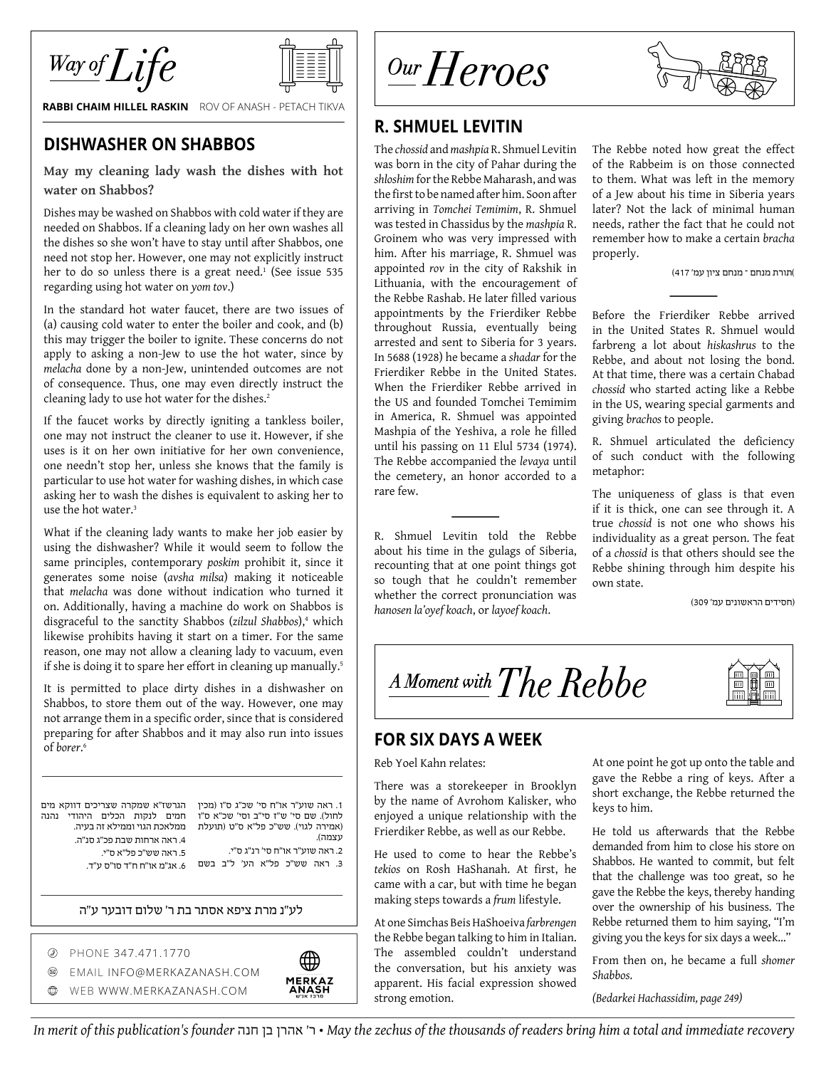# Way of Life

**RABBI CHAIM HILLEL RASKIN** ROV OF ANASH - PETACH TIKVA

## DISHWASHER ON SHABBOS

**May my cleaning lady wash the dishes with hot water on Shabbos?**

Dishes may be washed on Shabbos with cold water if they are needed on Shabbos. If a cleaning lady on her own washes all the dishes so she won't have to stay until after Shabbos, one need not stop her. However, one may not explicitly instruct her to do so unless there is a great need.[1] (See issue 535 regarding using hot water on *yom tov*.)

In the standard hot water faucet, there are two issues of (a) causing cold water to enter the boiler and cook, and (b) this may trigger the boiler to ignite. These concerns do not apply to asking a non-Jew to use the hot water, since by *melacha* done by a non-Jew, unintended outcomes are not of consequence. Thus, one may even directly instruct the cleaning lady to use hot water for the dishes.[2]

If the faucet works by directly igniting a tankless boiler, one may not instruct the cleaner to use it. However, if she uses is it on her own initiative for her own convenience, one needn't stop her, unless she knows that the family is particular to use hot water for washing dishes, in which case asking her to wash the dishes is equivalent to asking her to use the hot water.[3]

What if the cleaning lady wants to make her job easier by using the dishwasher? While it would seem to follow the same principles, contemporary *poskim* prohibit it, since it generates some noise (*avsha milsa*) making it noticeable that *melacha* was done without indication who turned it on. Additionally, having a machine do work on Shabbos is disgraceful to the sanctity Shabbos (*zilzul Shabbos*),[4] which likewise prohibits having it start on a timer. For the same reason, one may not allow a cleaning lady to vacuum, even if she is doing it to spare her effort in cleaning up manually.[5]

It is permitted to place dirty dishes in a dishwasher on Shabbos, to store them out of the way. However, one may not arrange them in a specific order, since that is considered preparing for after Shabbos and it may also run into issues of *borer*.[6]

1. ראה שוע"ר או"ח סי' שכ"ג ס"ו (מכין לחול). שם סי' ש"ז סי"ב וסי' שכ"א ס"ו (אמירה לגוי). שש"כ פל"א ס"ט (תועלת עצמה).
2. ראה שוע"ר או"ח סי' רנ"ג ס"י.
3. ראה שש"כ פל"א הע' ל"ב בשם הגרשז"א שמקרה שצריכים דווקא מים חמים לנקות הכלים היהודי נהנה ממלאכת הגוי וממילא זה בעיה.
4. ראה ארחות שבת פכ"ג סנ"ה.
5. ראה שש"כ פל"א ס"י.
6. אג"מ או"ח ח"ד סו"ס ע"ד.

לע"נ מרת ציפא אסתר בת ר' שלום דובער ע"ה

PHONE 347.471.1770
EMAIL INFO@MERKAZANASH.COM
WEB WWW.MERKAZANASH.COM

MERKAZ ANASH

# Our Heroes

## R. SHMUEL LEVITIN

The *chossid* and *mashpia* R. Shmuel Levitin was born in the city of Pahar during the *shloshim* for the Rebbe Maharash, and was the first to be named after him. Soon after arriving in *Tomchei Temimim*, R. Shmuel was tested in Chassidus by the *mashpia* R. Groinem who was very impressed with him. After his marriage, R. Shmuel was appointed *rov* in the city of Rakshik in Lithuania, with the encouragement of the Rebbe Rashab. He later filled various appointments by the Frierdiker Rebbe throughout Russia, eventually being arrested and sent to Siberia for 3 years. In 5688 (1928) he became a *shadar* for the Frierdiker Rebbe in the United States. When the Frierdiker Rebbe arrived in the US and founded Tomchei Temimim in America, R. Shmuel was appointed Mashpia of the Yeshiva, a role he filled until his passing on 11 Elul 5734 (1974). The Rebbe accompanied the *levaya* until the cemetery, an honor accorded to a rare few.

R. Shmuel Levitin told the Rebbe about his time in the gulags of Siberia, recounting that at one point things got so tough that he couldn't remember whether the correct pronunciation was *hanosen la'oyef koach*, or *layoef koach*.

The Rebbe noted how great the effect of the Rabbeim is on those connected to them. What was left in the memory of a Jew about his time in Siberia years later? Not the lack of minimal human needs, rather the fact that he could not remember how to make a certain *bracha* properly.

(תורת מנחם - מנחם ציון עמ' 417)

Before the Frierdiker Rebbe arrived in the United States R. Shmuel would farbreng a lot about *hiskashrus* to the Rebbe, and about not losing the bond. At that time, there was a certain Chabad *chossid* who started acting like a Rebbe in the US, wearing special garments and giving *brachos* to people.

R. Shmuel articulated the deficiency of such conduct with the following metaphor:

The uniqueness of glass is that even if it is thick, one can see through it. A true *chossid* is not one who shows his individuality as a great person. The feat of a *chossid* is that others should see the Rebbe shining through him despite his own state.

(חסידים הראשונים עמ' 309)

# A Moment with The Rebbe

## FOR SIX DAYS A WEEK

Reb Yoel Kahn relates:

There was a storekeeper in Brooklyn by the name of Avrohom Kalisker, who enjoyed a unique relationship with the Frierdiker Rebbe, as well as our Rebbe.

He used to come to hear the Rebbe's *tekios* on Rosh HaShanah. At first, he came with a car, but with time he began making steps towards a *frum* lifestyle.

At one Simchas Beis HaShoeiva *farbrengen* the Rebbe began talking to him in Italian. The assembled couldn't understand the conversation, but his anxiety was apparent. His facial expression showed strong emotion.

At one point he got up onto the table and gave the Rebbe a ring of keys. After a short exchange, the Rebbe returned the keys to him.

He told us afterwards that the Rebbe demanded from him to close his store on Shabbos. He wanted to commit, but felt that the challenge was too great, so he gave the Rebbe the keys, thereby handing over the ownership of his business. The Rebbe returned them to him saying, "I'm giving you the keys for six days a week…"

From then on, he became a full *shomer Shabbos*.

*(Bedarkei Hachassidim, page 249)*

*In merit of this publication's founder* ר' אהרן בן חנה • *May the zechus of the thousands of readers bring him a total and immediate recovery*